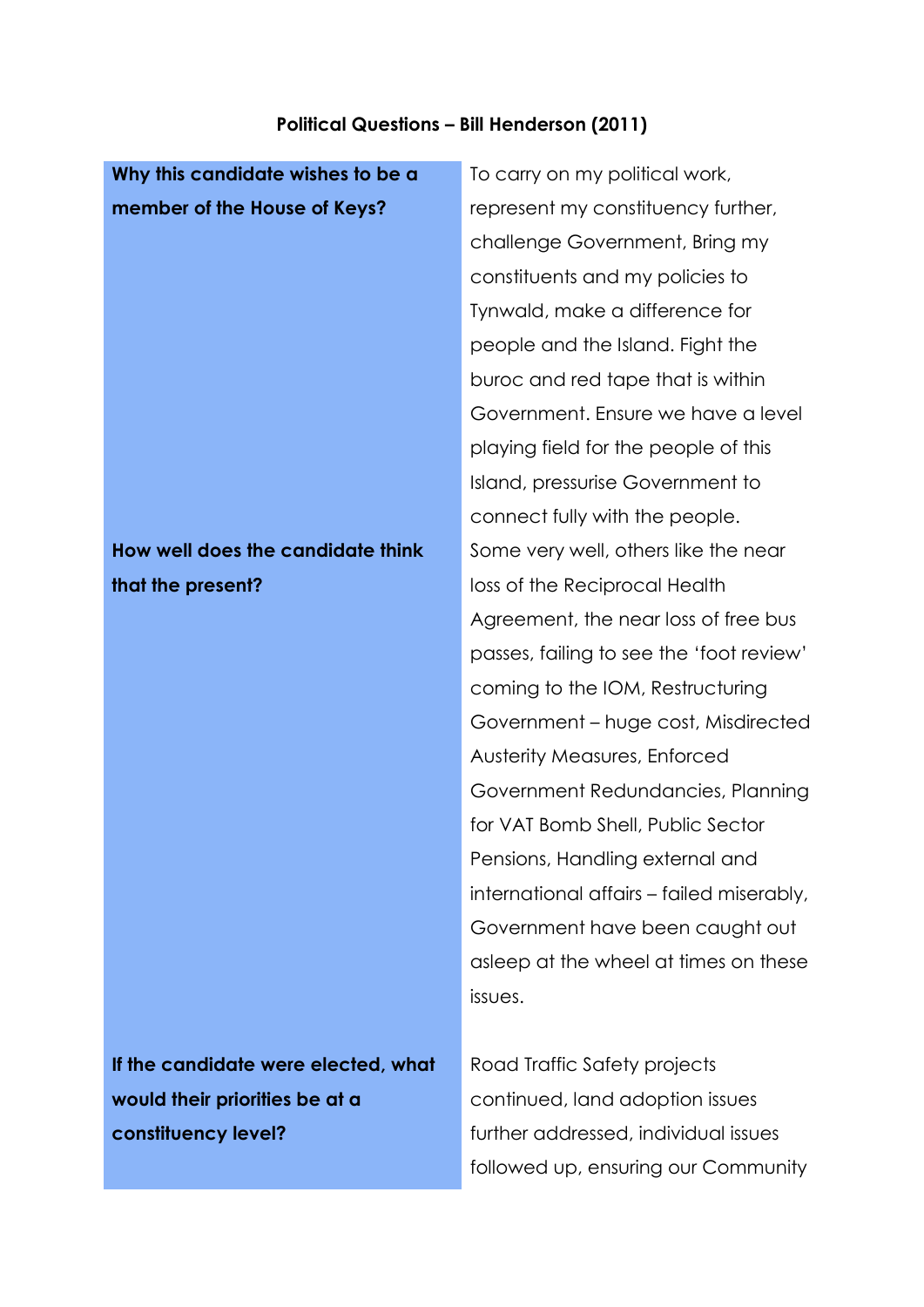**Political Questions – Bill Henderson (2011)**

| | |
|---|---|
| **Why this candidate wishes to be a member of the House of Keys?** | To carry on my political work, represent my constituency further, challenge Government, Bring my constituents and my policies to Tynwald, make a difference for people and the Island. Fight the buroc and red tape that is within Government. Ensure we have a level playing field for the people of this Island, pressurise Government to connect fully with the people. |
| **How well does the candidate think that the present?** | Some very well, others like the near loss of the Reciprocal Health Agreement, the near loss of free bus passes, failing to see the 'foot review' coming to the IOM, Restructuring Government – huge cost, Misdirected Austerity Measures, Enforced Government Redundancies, Planning for VAT Bomb Shell, Public Sector Pensions, Handling external and international affairs – failed miserably, Government have been caught out asleep at the wheel at times on these issues. |
| **If the candidate were elected, what would their priorities be at a constituency level?** | Road Traffic Safety projects continued, land adoption issues further addressed, individual issues followed up, ensuring our Community |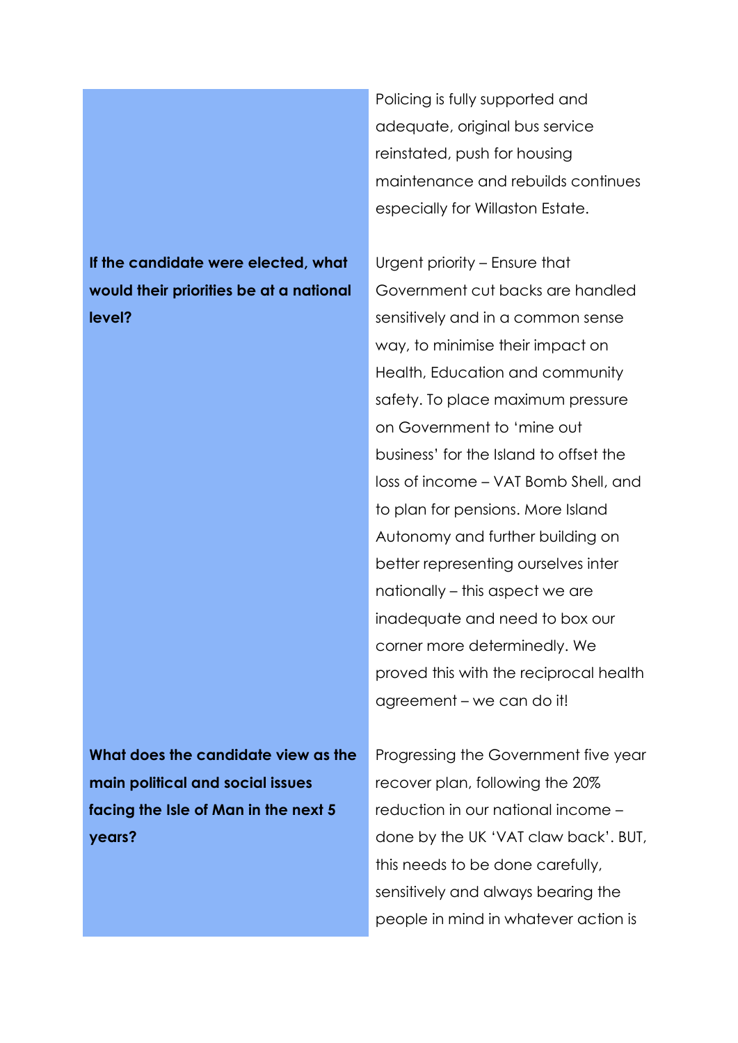| | |
|---|---|
| | Policing is fully supported and adequate, original bus service reinstated, push for housing maintenance and rebuilds continues especially for Willaston Estate. |
| **If the candidate were elected, what would their priorities be at a national level?** | Urgent priority – Ensure that Government cut backs are handled sensitively and in a common sense way, to minimise their impact on Health, Education and community safety. To place maximum pressure on Government to 'mine out business' for the Island to offset the loss of income – VAT Bomb Shell, and to plan for pensions. More Island Autonomy and further building on better representing ourselves inter nationally – this aspect we are inadequate and need to box our corner more determinedly. We proved this with the reciprocal health agreement – we can do it! |
| **What does the candidate view as the main political and social issues facing the Isle of Man in the next 5 years?** | Progressing the Government five year recover plan, following the 20% reduction in our national income – done by the UK 'VAT claw back'. BUT, this needs to be done carefully, sensitively and always bearing the people in mind in whatever action is |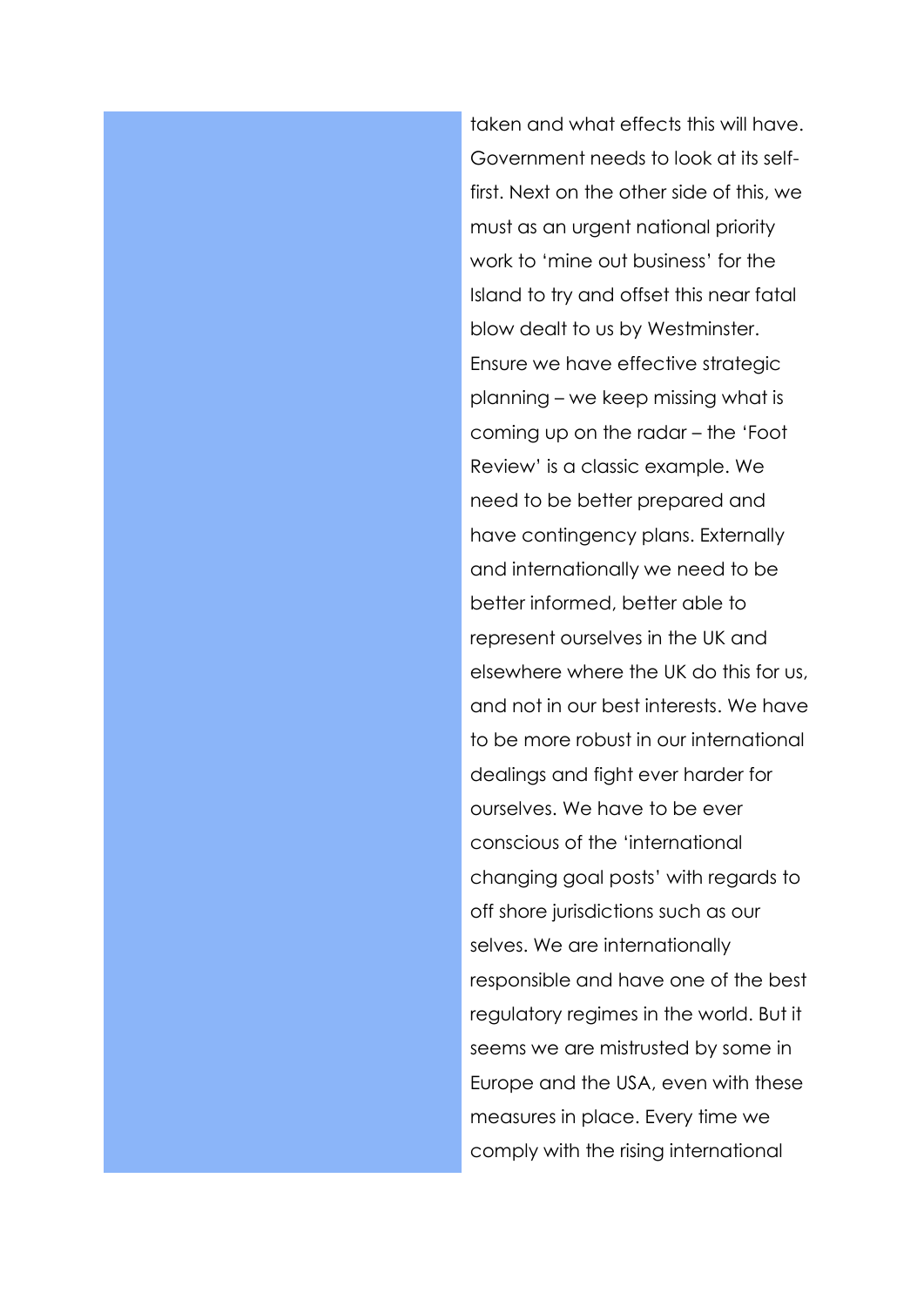taken and what effects this will have. Government needs to look at its self-first. Next on the other side of this, we must as an urgent national priority work to 'mine out business' for the Island to try and offset this near fatal blow dealt to us by Westminster. Ensure we have effective strategic planning – we keep missing what is coming up on the radar – the 'Foot Review' is a classic example. We need to be better prepared and have contingency plans. Externally and internationally we need to be better informed, better able to represent ourselves in the UK and elsewhere where the UK do this for us, and not in our best interests. We have to be more robust in our international dealings and fight ever harder for ourselves. We have to be ever conscious of the 'international changing goal posts' with regards to off shore jurisdictions such as our selves. We are internationally responsible and have one of the best regulatory regimes in the world. But it seems we are mistrusted by some in Europe and the USA, even with these measures in place. Every time we comply with the rising international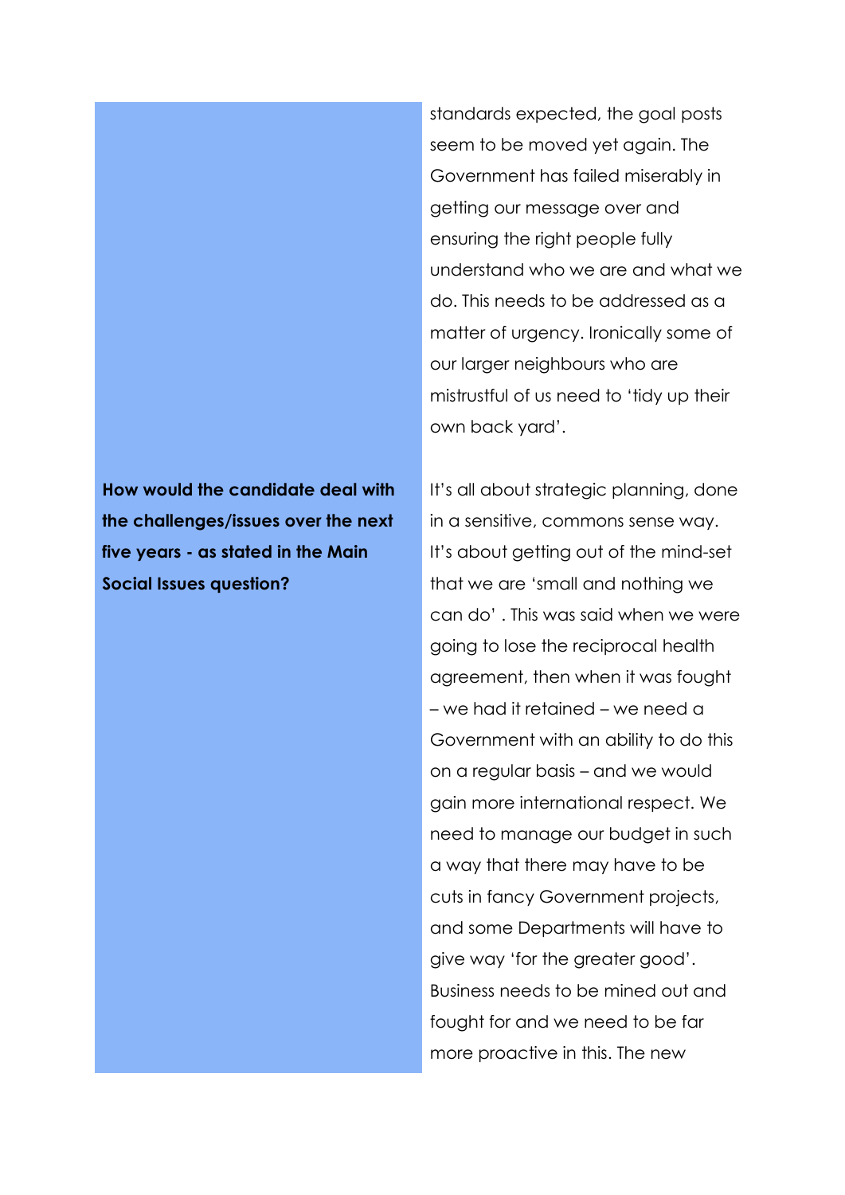| | |
|---|---|
| | standards expected, the goal posts seem to be moved yet again. The Government has failed miserably in getting our message over and ensuring the right people fully understand who we are and what we do. This needs to be addressed as a matter of urgency. Ironically some of our larger neighbours who are mistrustful of us need to 'tidy up their own back yard'. |
| **How would the candidate deal with the challenges/issues over the next five years - as stated in the Main Social Issues question?** | It's all about strategic planning, done in a sensitive, commons sense way. It's about getting out of the mind-set that we are 'small and nothing we can do' . This was said when we were going to lose the reciprocal health agreement, then when it was fought – we had it retained – we need a Government with an ability to do this on a regular basis – and we would gain more international respect. We need to manage our budget in such a way that there may have to be cuts in fancy Government projects, and some Departments will have to give way 'for the greater good'. Business needs to be mined out and fought for and we need to be far more proactive in this. The new |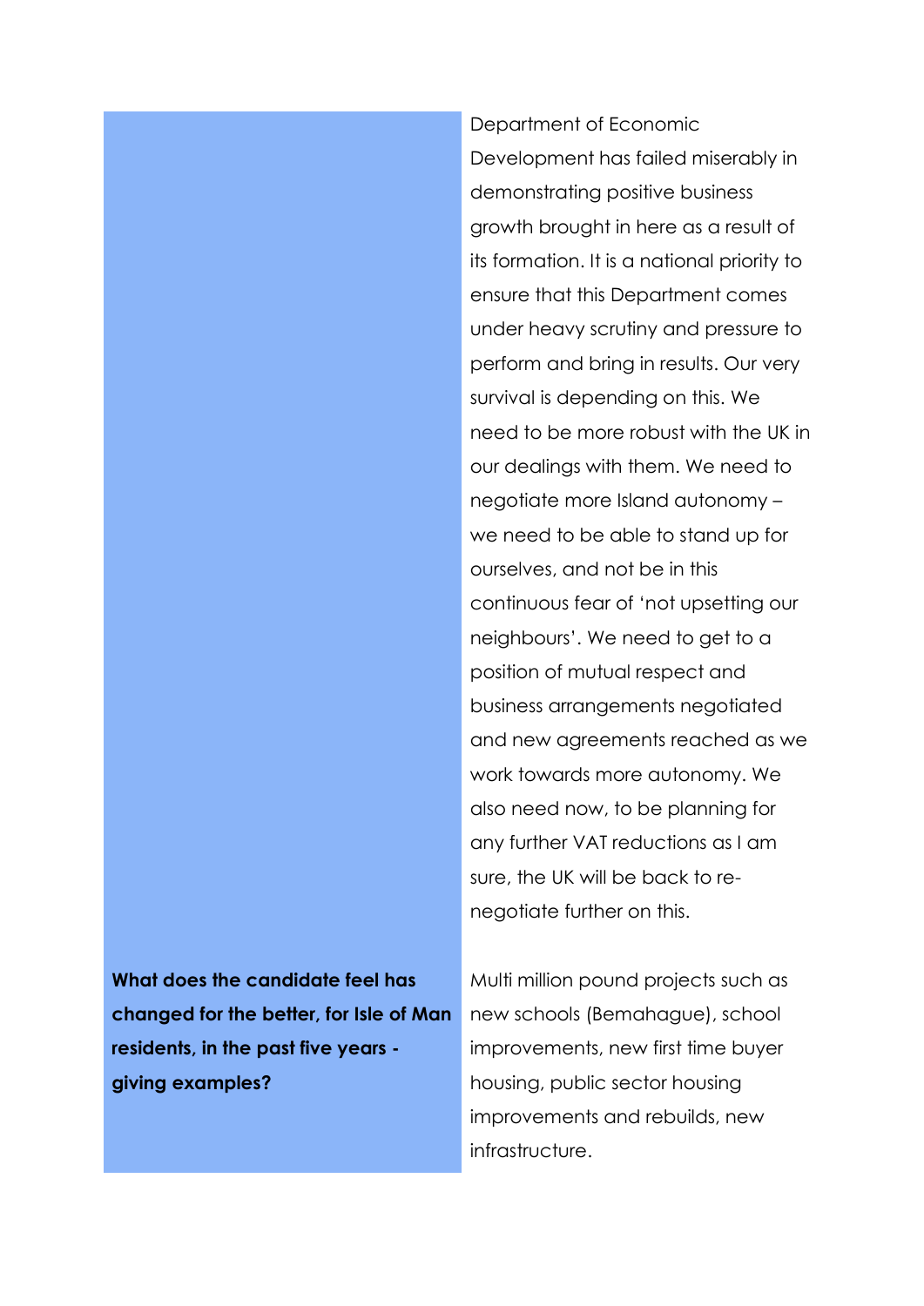| | |
|---|---|
| | Department of Economic Development has failed miserably in demonstrating positive business growth brought in here as a result of its formation. It is a national priority to ensure that this Department comes under heavy scrutiny and pressure to perform and bring in results. Our very survival is depending on this. We need to be more robust with the UK in our dealings with them. We need to negotiate more Island autonomy – we need to be able to stand up for ourselves, and not be in this continuous fear of 'not upsetting our neighbours'. We need to get to a position of mutual respect and business arrangements negotiated and new agreements reached as we work towards more autonomy. We also need now, to be planning for any further VAT reductions as I am sure, the UK will be back to re-negotiate further on this. |
| **What does the candidate feel has changed for the better, for Isle of Man residents, in the past five years - giving examples?** | Multi million pound projects such as new schools (Bemahague), school improvements, new first time buyer housing, public sector housing improvements and rebuilds, new infrastructure. |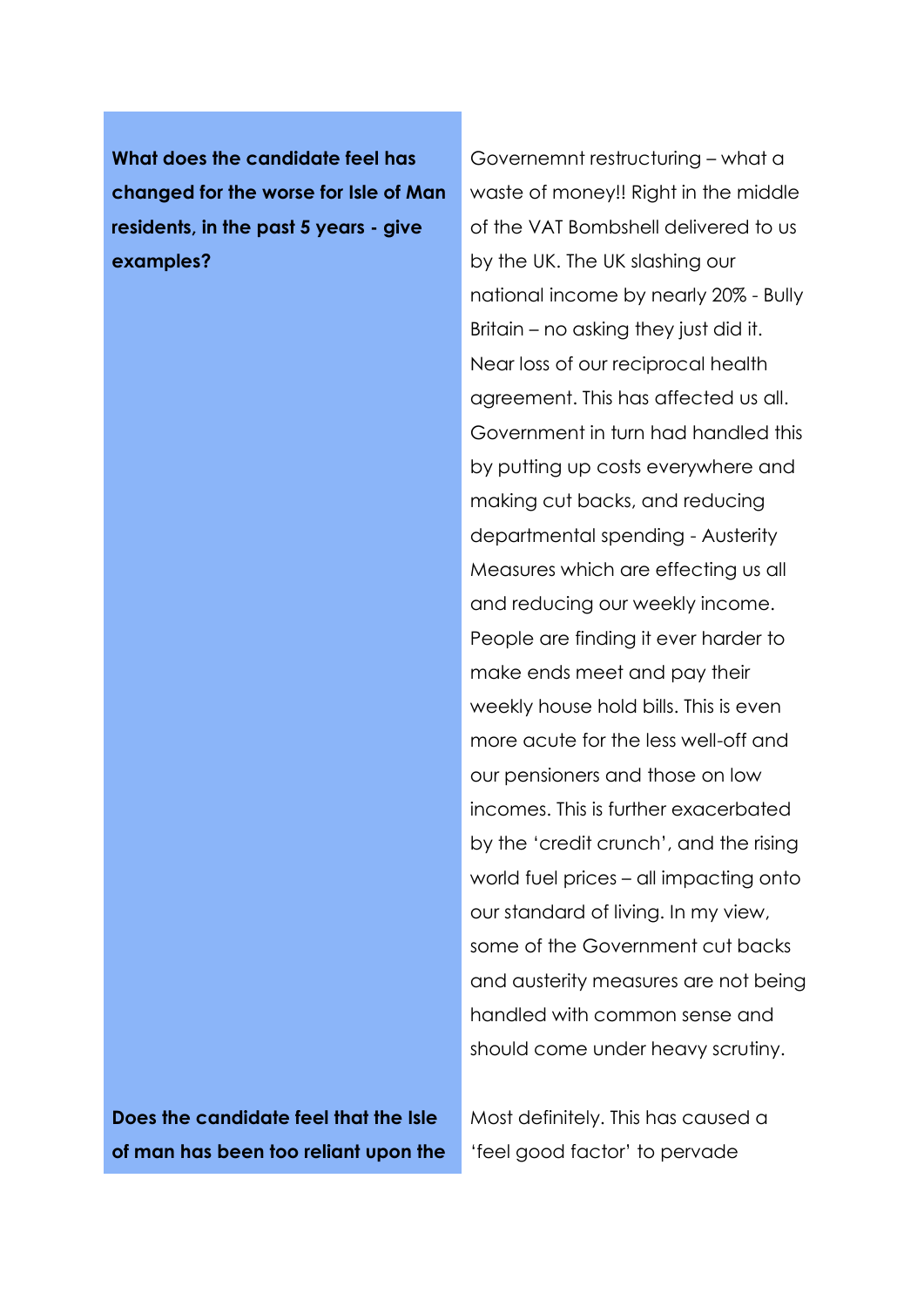| | |
|---|---|
| **What does the candidate feel has changed for the worse for Isle of Man residents, in the past 5 years - give examples?** | Governemnt restructuring – what a waste of money!! Right in the middle of the VAT Bombshell delivered to us by the UK. The UK slashing our national income by nearly 20% - Bully Britain – no asking they just did it. Near loss of our reciprocal health agreement. This has affected us all. Government in turn had handled this by putting up costs everywhere and making cut backs, and reducing departmental spending - Austerity Measures which are effecting us all and reducing our weekly income. People are finding it ever harder to make ends meet and pay their weekly house hold bills. This is even more acute for the less well-off and our pensioners and those on low incomes. This is further exacerbated by the 'credit crunch', and the rising world fuel prices – all impacting onto our standard of living. In my view, some of the Government cut backs and austerity measures are not being handled with common sense and should come under heavy scrutiny. |
| **Does the candidate feel that the Isle of man has been too reliant upon the** | Most definitely. This has caused a 'feel good factor' to pervade |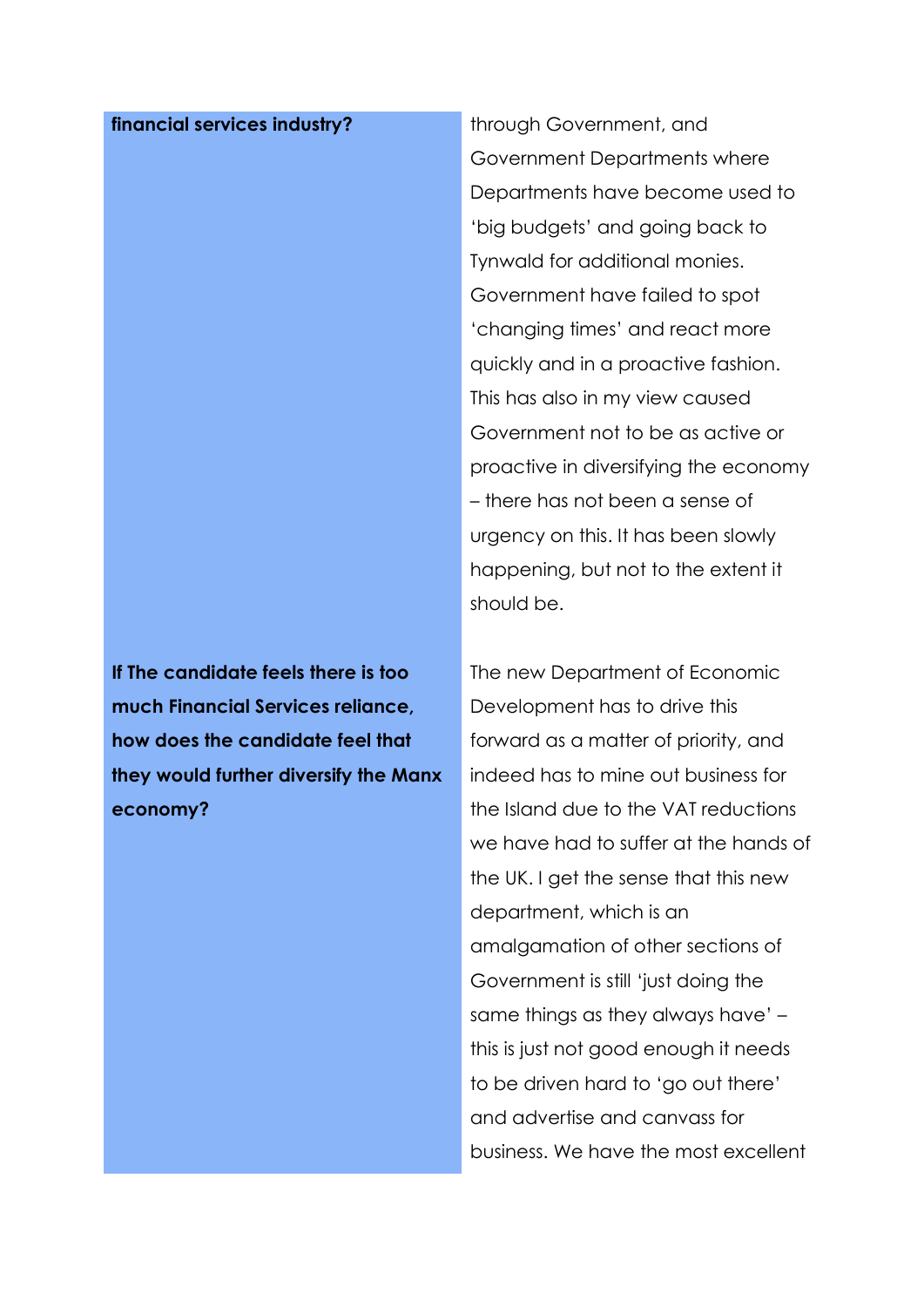| | |
|---|---|
| **financial services industry?** | through Government, and Government Departments where Departments have become used to 'big budgets' and going back to Tynwald for additional monies. Government have failed to spot 'changing times' and react more quickly and in a proactive fashion. This has also in my view caused Government not to be as active or proactive in diversifying the economy – there has not been a sense of urgency on this. It has been slowly happening, but not to the extent it should be. |
| **If The candidate feels there is too much Financial Services reliance, how does the candidate feel that they would further diversify the Manx economy?** | The new Department of Economic Development has to drive this forward as a matter of priority, and indeed has to mine out business for the Island due to the VAT reductions we have had to suffer at the hands of the UK. I get the sense that this new department, which is an amalgamation of other sections of Government is still 'just doing the same things as they always have' – this is just not good enough it needs to be driven hard to 'go out there' and advertise and canvass for business. We have the most excellent |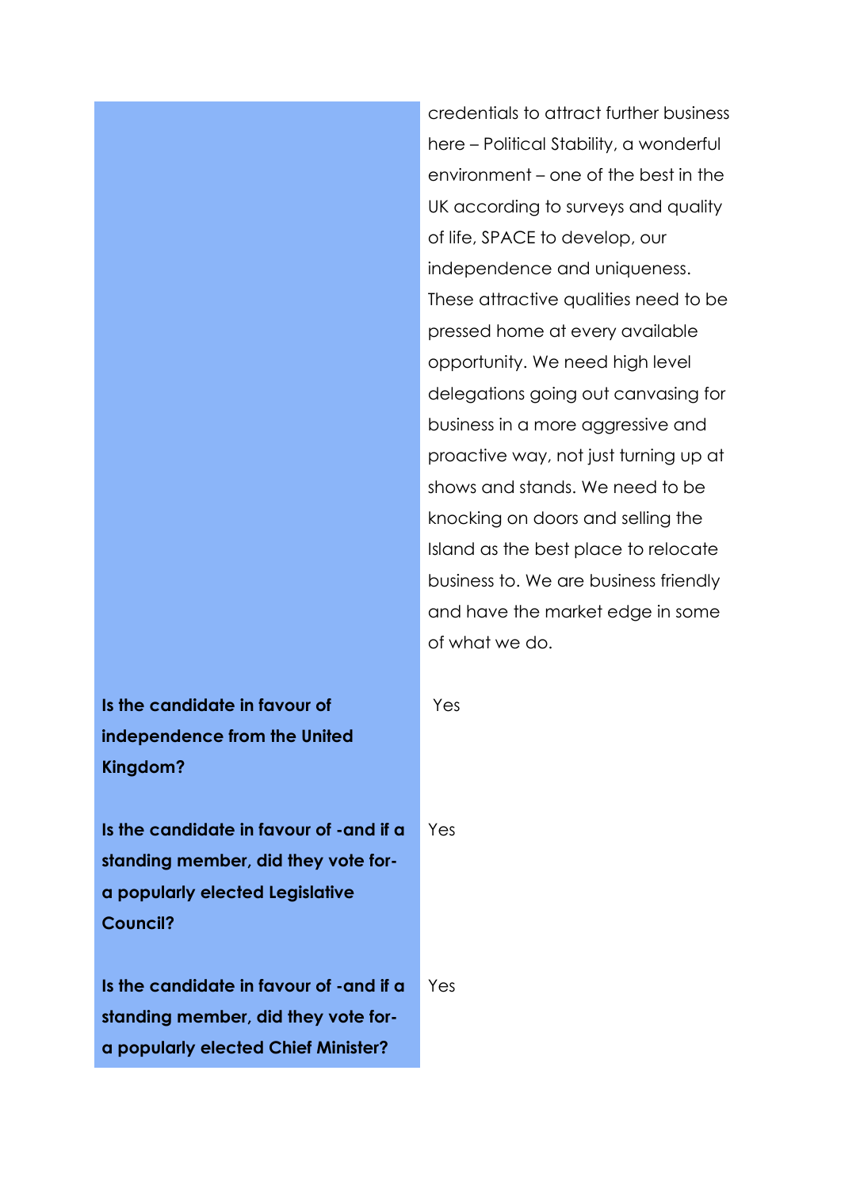| | |
|---|---|
| | credentials to attract further business here – Political Stability, a wonderful environment – one of the best in the UK according to surveys and quality of life, SPACE to develop, our independence and uniqueness. These attractive qualities need to be pressed home at every available opportunity. We need high level delegations going out canvasing for business in a more aggressive and proactive way, not just turning up at shows and stands. We need to be knocking on doors and selling the Island as the best place to relocate business to. We are business friendly and have the market edge in some of what we do. |
| **Is the candidate in favour of independence from the United Kingdom?** | Yes |
| **Is the candidate in favour of -and if a standing member, did they vote for- a popularly elected Legislative Council?** | Yes |
| **Is the candidate in favour of -and if a standing member, did they vote for- a popularly elected Chief Minister?** | Yes |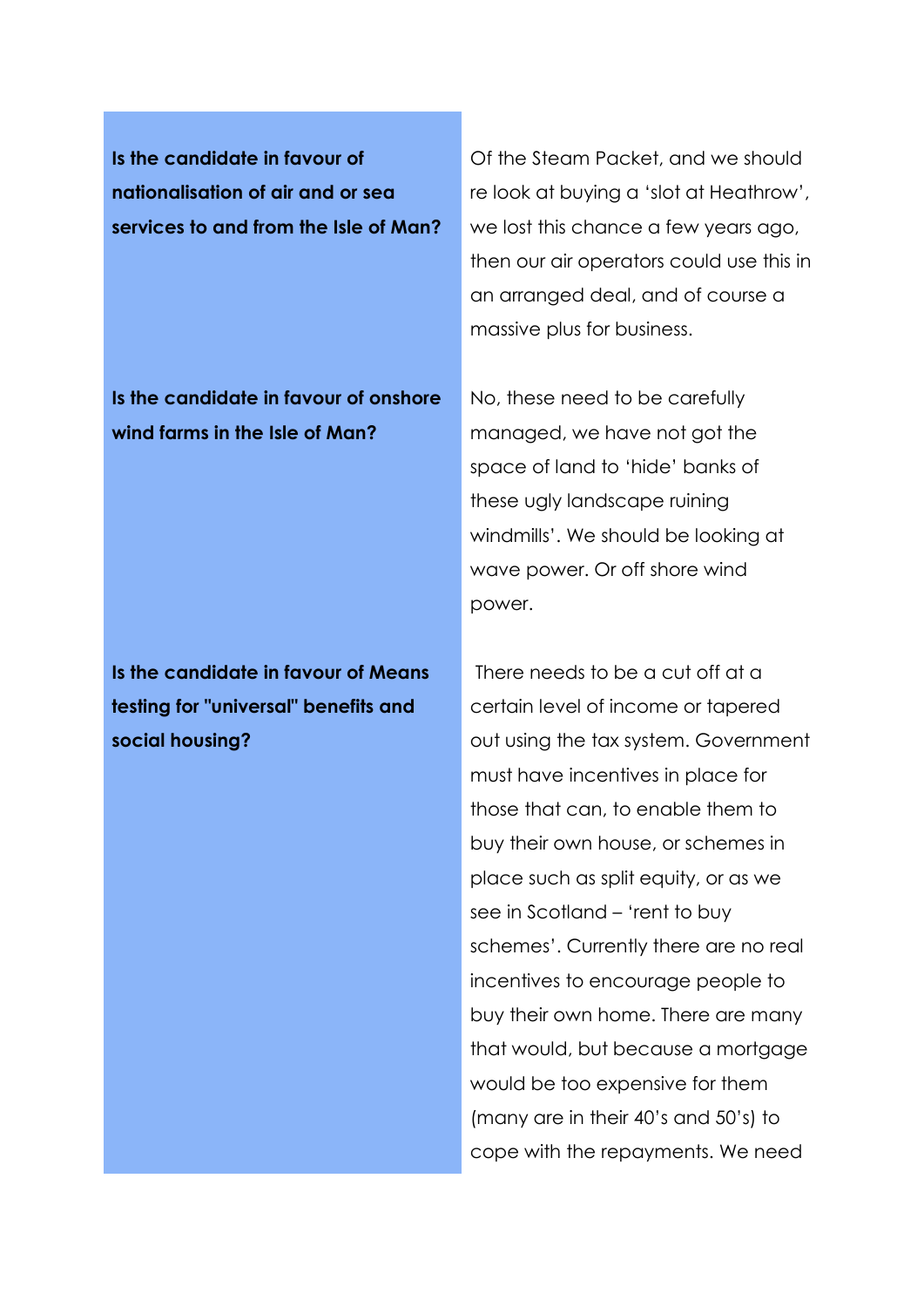| | |
|---|---|
| **Is the candidate in favour of nationalisation of air and or sea services to and from the Isle of Man?** | Of the Steam Packet, and we should re look at buying a 'slot at Heathrow', we lost this chance a few years ago, then our air operators could use this in an arranged deal, and of course a massive plus for business. |
| **Is the candidate in favour of onshore wind farms in the Isle of Man?** | No, these need to be carefully managed, we have not got the space of land to 'hide' banks of these ugly landscape ruining windmills'. We should be looking at wave power. Or off shore wind power. |
| **Is the candidate in favour of Means testing for "universal" benefits and social housing?** | There needs to be a cut off at a certain level of income or tapered out using the tax system. Government must have incentives in place for those that can, to enable them to buy their own house, or schemes in place such as split equity, or as we see in Scotland – 'rent to buy schemes'. Currently there are no real incentives to encourage people to buy their own home. There are many that would, but because a mortgage would be too expensive for them (many are in their 40's and 50's) to cope with the repayments. We need |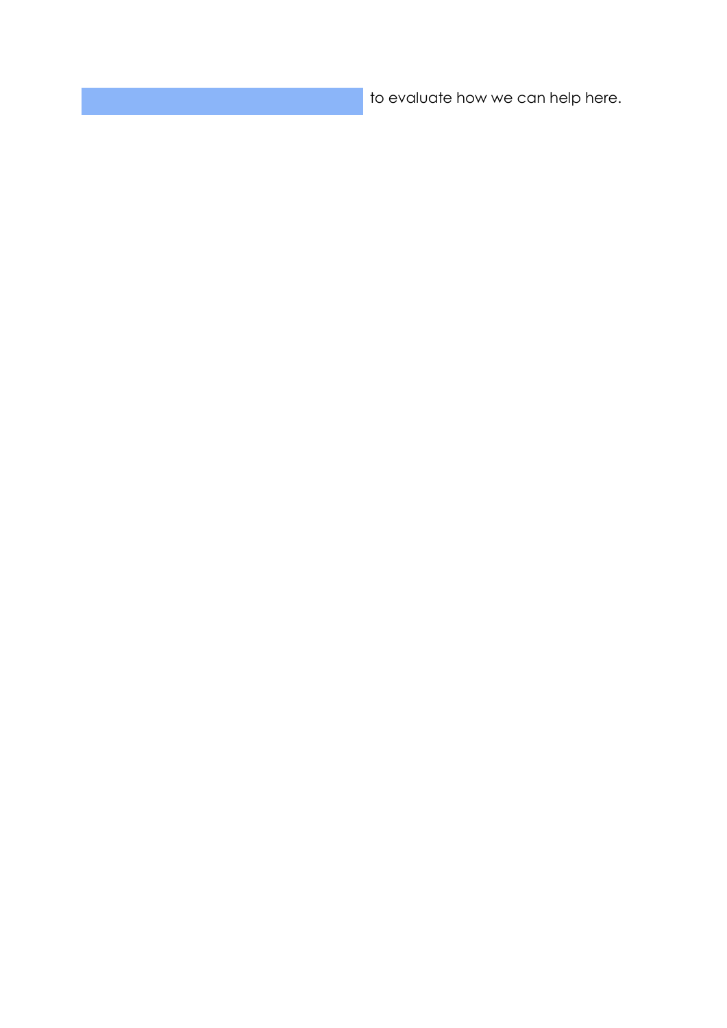to evaluate how we can help here.